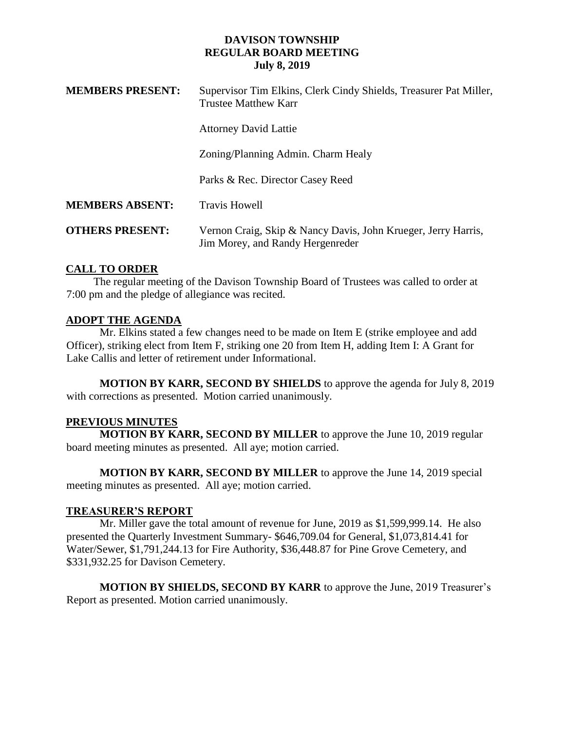# DAVISON TOWNSHIP
## REGULAR BOARD MEETING
### July 8, 2019

**MEMBERS PRESENT:** Supervisor Tim Elkins, Clerk Cindy Shields, Treasurer Pat Miller, Trustee Matthew Karr

Attorney David Lattie

Zoning/Planning Admin. Charm Healy

Parks & Rec. Director Casey Reed

**MEMBERS ABSENT:** Travis Howell

**OTHERS PRESENT:** Vernon Craig, Skip & Nancy Davis, John Krueger, Jerry Harris, Jim Morey, and Randy Hergenreder

## CALL TO ORDER

The regular meeting of the Davison Township Board of Trustees was called to order at 7:00 pm and the pledge of allegiance was recited.

## ADOPT THE AGENDA

Mr. Elkins stated a few changes need to be made on Item E (strike employee and add Officer), striking elect from Item F, striking one 20 from Item H, adding Item I: A Grant for Lake Callis and letter of retirement under Informational.

**MOTION BY KARR, SECOND BY SHIELDS** to approve the agenda for July 8, 2019 with corrections as presented. Motion carried unanimously.

## PREVIOUS MINUTES

**MOTION BY KARR, SECOND BY MILLER** to approve the June 10, 2019 regular board meeting minutes as presented. All aye; motion carried.

**MOTION BY KARR, SECOND BY MILLER** to approve the June 14, 2019 special meeting minutes as presented. All aye; motion carried.

## TREASURER'S REPORT

Mr. Miller gave the total amount of revenue for June, 2019 as $1,599,999.14. He also presented the Quarterly Investment Summary- $646,709.04 for General, $1,073,814.41 for Water/Sewer, $1,791,244.13 for Fire Authority, $36,448.87 for Pine Grove Cemetery, and $331,932.25 for Davison Cemetery.

**MOTION BY SHIELDS, SECOND BY KARR** to approve the June, 2019 Treasurer's Report as presented. Motion carried unanimously.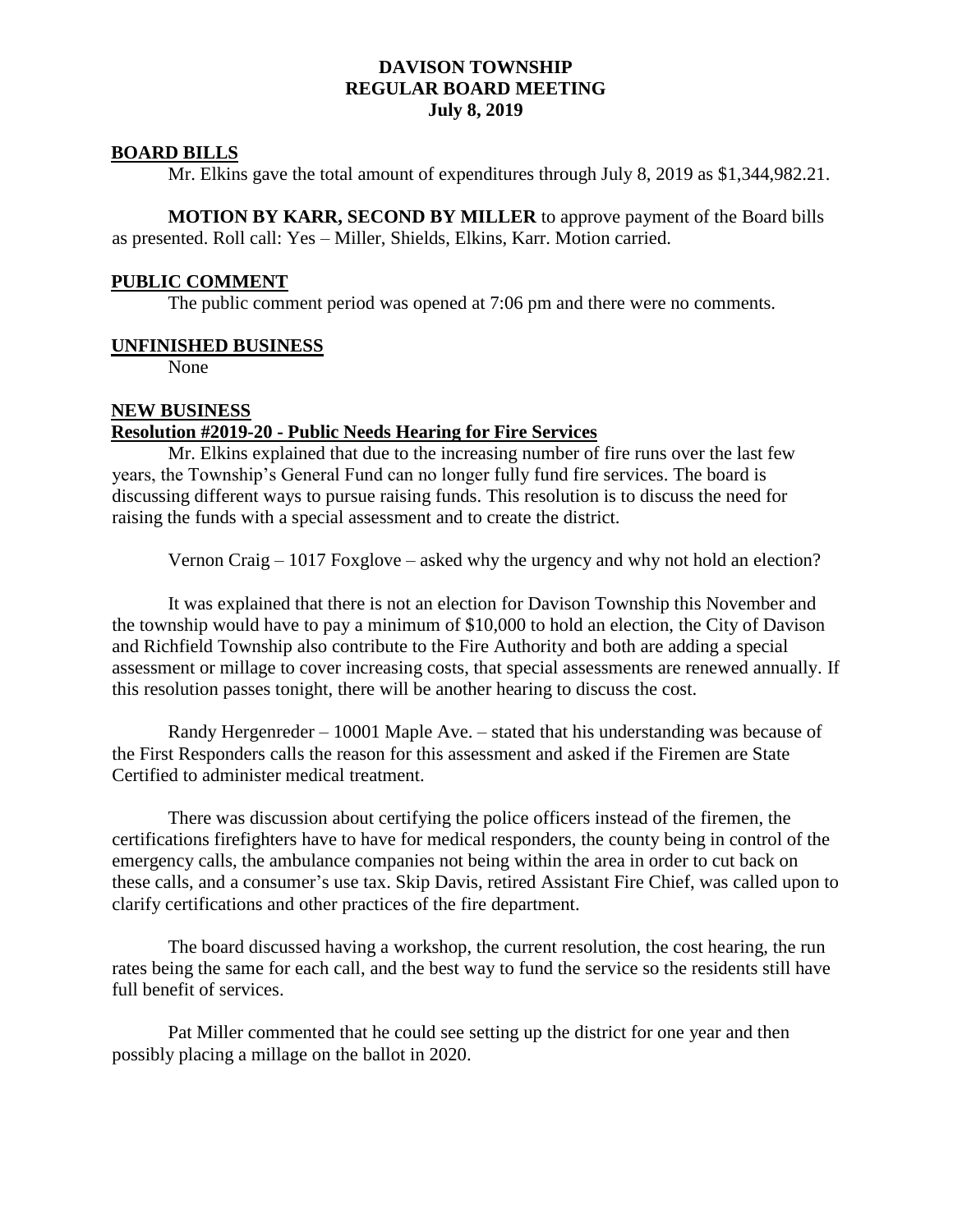# DAVISON TOWNSHIP
## REGULAR BOARD MEETING
### July 8, 2019

**BOARD BILLS**

Mr. Elkins gave the total amount of expenditures through July 8, 2019 as $1,344,982.21.

**MOTION BY KARR, SECOND BY MILLER** to approve payment of the Board bills as presented. Roll call: Yes – Miller, Shields, Elkins, Karr. Motion carried.

**PUBLIC COMMENT**

The public comment period was opened at 7:06 pm and there were no comments.

**UNFINISHED BUSINESS**

None

**NEW BUSINESS**

**Resolution #2019-20 - Public Needs Hearing for Fire Services**

Mr. Elkins explained that due to the increasing number of fire runs over the last few years, the Township's General Fund can no longer fully fund fire services. The board is discussing different ways to pursue raising funds. This resolution is to discuss the need for raising the funds with a special assessment and to create the district.

Vernon Craig – 1017 Foxglove – asked why the urgency and why not hold an election?

It was explained that there is not an election for Davison Township this November and the township would have to pay a minimum of $10,000 to hold an election, the City of Davison and Richfield Township also contribute to the Fire Authority and both are adding a special assessment or millage to cover increasing costs, that special assessments are renewed annually. If this resolution passes tonight, there will be another hearing to discuss the cost.

Randy Hergenreder – 10001 Maple Ave. – stated that his understanding was because of the First Responders calls the reason for this assessment and asked if the Firemen are State Certified to administer medical treatment.

There was discussion about certifying the police officers instead of the firemen, the certifications firefighters have to have for medical responders, the county being in control of the emergency calls, the ambulance companies not being within the area in order to cut back on these calls, and a consumer's use tax. Skip Davis, retired Assistant Fire Chief, was called upon to clarify certifications and other practices of the fire department.

The board discussed having a workshop, the current resolution, the cost hearing, the run rates being the same for each call, and the best way to fund the service so the residents still have full benefit of services.

Pat Miller commented that he could see setting up the district for one year and then possibly placing a millage on the ballot in 2020.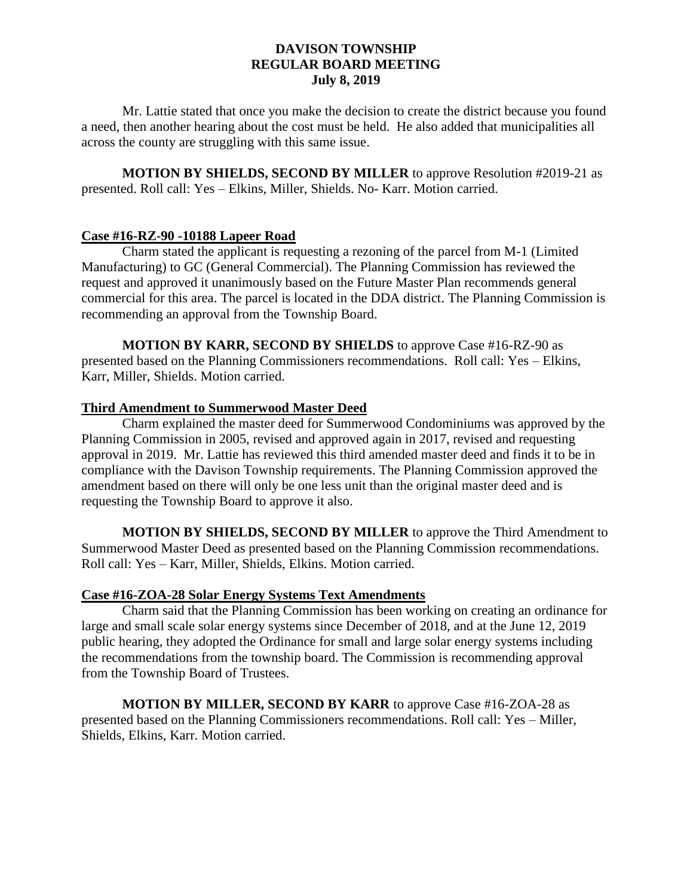**DAVISON TOWNSHIP**
**REGULAR BOARD MEETING**
**July 8, 2019**

Mr. Lattie stated that once you make the decision to create the district because you found a need, then another hearing about the cost must be held. He also added that municipalities all across the county are struggling with this same issue.

**MOTION BY SHIELDS, SECOND BY MILLER** to approve Resolution #2019-21 as presented. Roll call: Yes – Elkins, Miller, Shields. No- Karr. Motion carried.

### Case #16-RZ-90 -10188 Lapeer Road

Charm stated the applicant is requesting a rezoning of the parcel from M-1 (Limited Manufacturing) to GC (General Commercial). The Planning Commission has reviewed the request and approved it unanimously based on the Future Master Plan recommends general commercial for this area. The parcel is located in the DDA district. The Planning Commission is recommending an approval from the Township Board.

**MOTION BY KARR, SECOND BY SHIELDS** to approve Case #16-RZ-90 as presented based on the Planning Commissioners recommendations. Roll call: Yes – Elkins, Karr, Miller, Shields. Motion carried.

### Third Amendment to Summerwood Master Deed

Charm explained the master deed for Summerwood Condominiums was approved by the Planning Commission in 2005, revised and approved again in 2017, revised and requesting approval in 2019. Mr. Lattie has reviewed this third amended master deed and finds it to be in compliance with the Davison Township requirements. The Planning Commission approved the amendment based on there will only be one less unit than the original master deed and is requesting the Township Board to approve it also.

**MOTION BY SHIELDS, SECOND BY MILLER** to approve the Third Amendment to Summerwood Master Deed as presented based on the Planning Commission recommendations. Roll call: Yes – Karr, Miller, Shields, Elkins. Motion carried.

### Case #16-ZOA-28 Solar Energy Systems Text Amendments

Charm said that the Planning Commission has been working on creating an ordinance for large and small scale solar energy systems since December of 2018, and at the June 12, 2019 public hearing, they adopted the Ordinance for small and large solar energy systems including the recommendations from the township board. The Commission is recommending approval from the Township Board of Trustees.

**MOTION BY MILLER, SECOND BY KARR** to approve Case #16-ZOA-28 as presented based on the Planning Commissioners recommendations. Roll call: Yes – Miller, Shields, Elkins, Karr. Motion carried.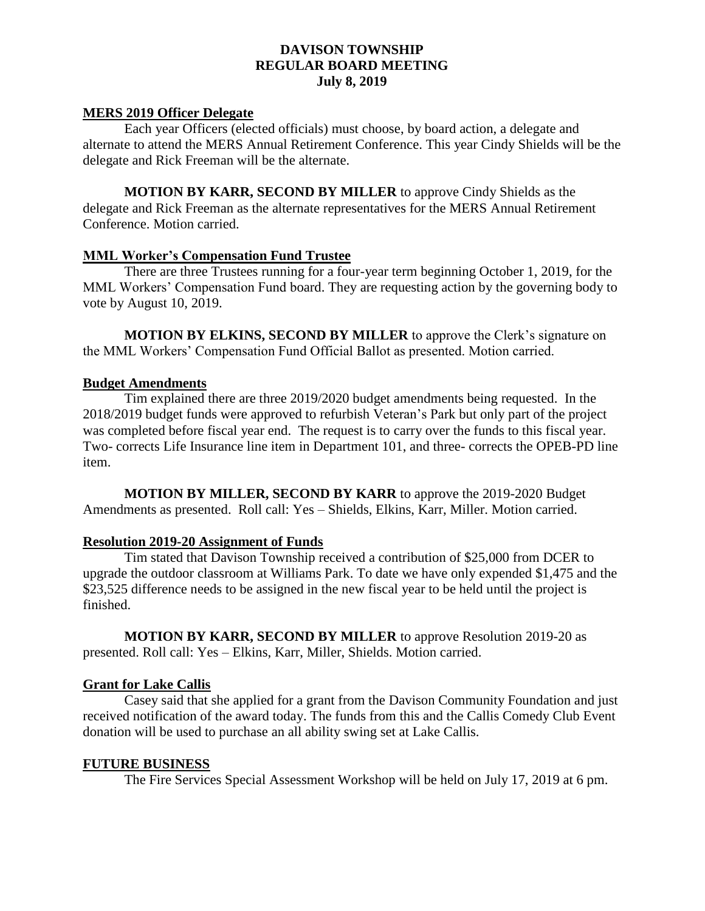**DAVISON TOWNSHIP**
**REGULAR BOARD MEETING**
**July 8, 2019**

## MERS 2019 Officer Delegate

Each year Officers (elected officials) must choose, by board action, a delegate and alternate to attend the MERS Annual Retirement Conference. This year Cindy Shields will be the delegate and Rick Freeman will be the alternate.

**MOTION BY KARR, SECOND BY MILLER** to approve Cindy Shields as the delegate and Rick Freeman as the alternate representatives for the MERS Annual Retirement Conference. Motion carried.

## MML Worker's Compensation Fund Trustee

There are three Trustees running for a four-year term beginning October 1, 2019, for the MML Workers' Compensation Fund board. They are requesting action by the governing body to vote by August 10, 2019.

**MOTION BY ELKINS, SECOND BY MILLER** to approve the Clerk's signature on the MML Workers' Compensation Fund Official Ballot as presented. Motion carried.

## Budget Amendments

Tim explained there are three 2019/2020 budget amendments being requested. In the 2018/2019 budget funds were approved to refurbish Veteran's Park but only part of the project was completed before fiscal year end. The request is to carry over the funds to this fiscal year. Two- corrects Life Insurance line item in Department 101, and three- corrects the OPEB-PD line item.

**MOTION BY MILLER, SECOND BY KARR** to approve the 2019-2020 Budget Amendments as presented. Roll call: Yes – Shields, Elkins, Karr, Miller. Motion carried.

## Resolution 2019-20 Assignment of Funds

Tim stated that Davison Township received a contribution of \$25,000 from DCER to upgrade the outdoor classroom at Williams Park. To date we have only expended \$1,475 and the \$23,525 difference needs to be assigned in the new fiscal year to be held until the project is finished.

**MOTION BY KARR, SECOND BY MILLER** to approve Resolution 2019-20 as presented. Roll call: Yes – Elkins, Karr, Miller, Shields. Motion carried.

## Grant for Lake Callis

Casey said that she applied for a grant from the Davison Community Foundation and just received notification of the award today. The funds from this and the Callis Comedy Club Event donation will be used to purchase an all ability swing set at Lake Callis.

## FUTURE BUSINESS

The Fire Services Special Assessment Workshop will be held on July 17, 2019 at 6 pm.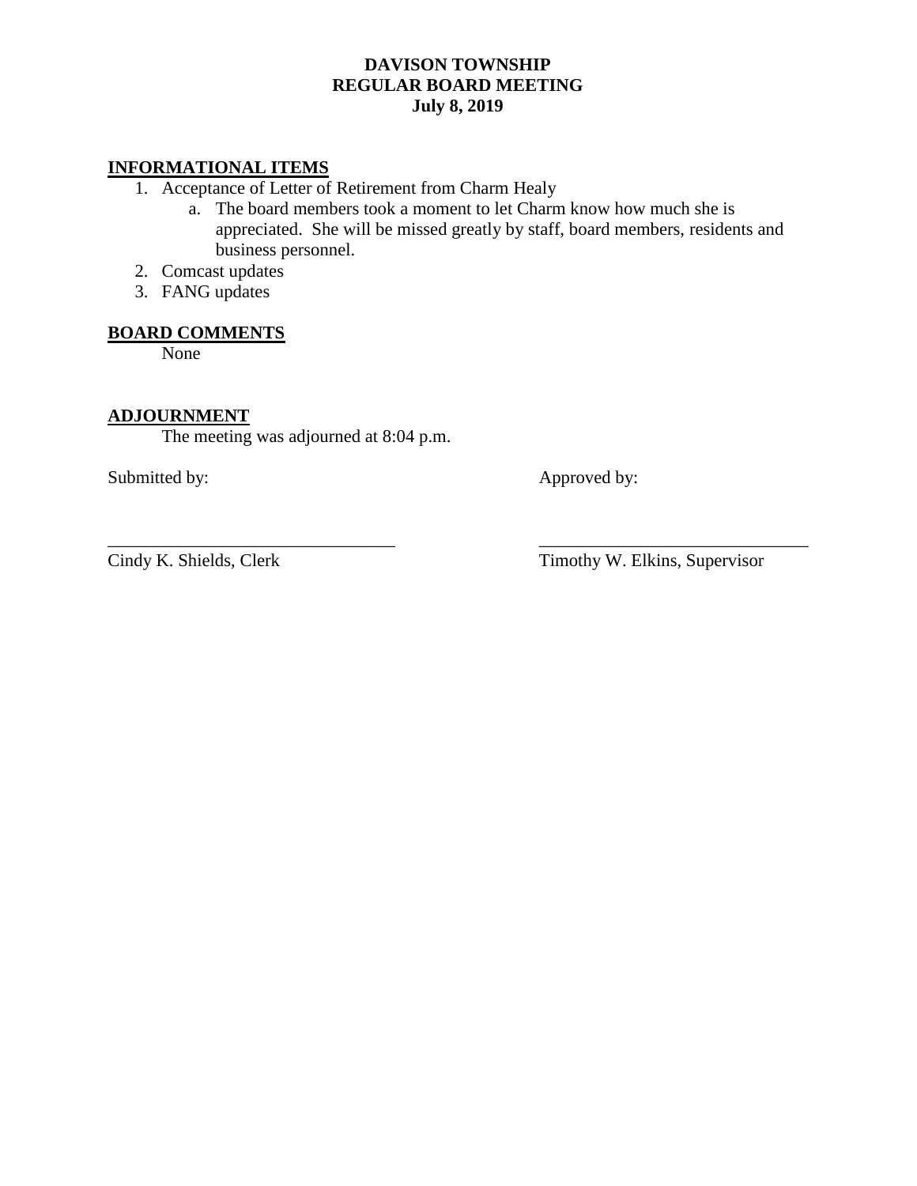**DAVISON TOWNSHIP**
**REGULAR BOARD MEETING**
**July 8, 2019**

## INFORMATIONAL ITEMS

1. Acceptance of Letter of Retirement from Charm Healy
    a. The board members took a moment to let Charm know how much she is appreciated. She will be missed greatly by staff, board members, residents and business personnel.
2. Comcast updates
3. FANG updates

## BOARD COMMENTS

None

## ADJOURNMENT

The meeting was adjourned at 8:04 p.m.

Submitted by: Approved by:

_________________________________
Cindy K. Shields, Clerk

_________________________________
Timothy W. Elkins, Supervisor